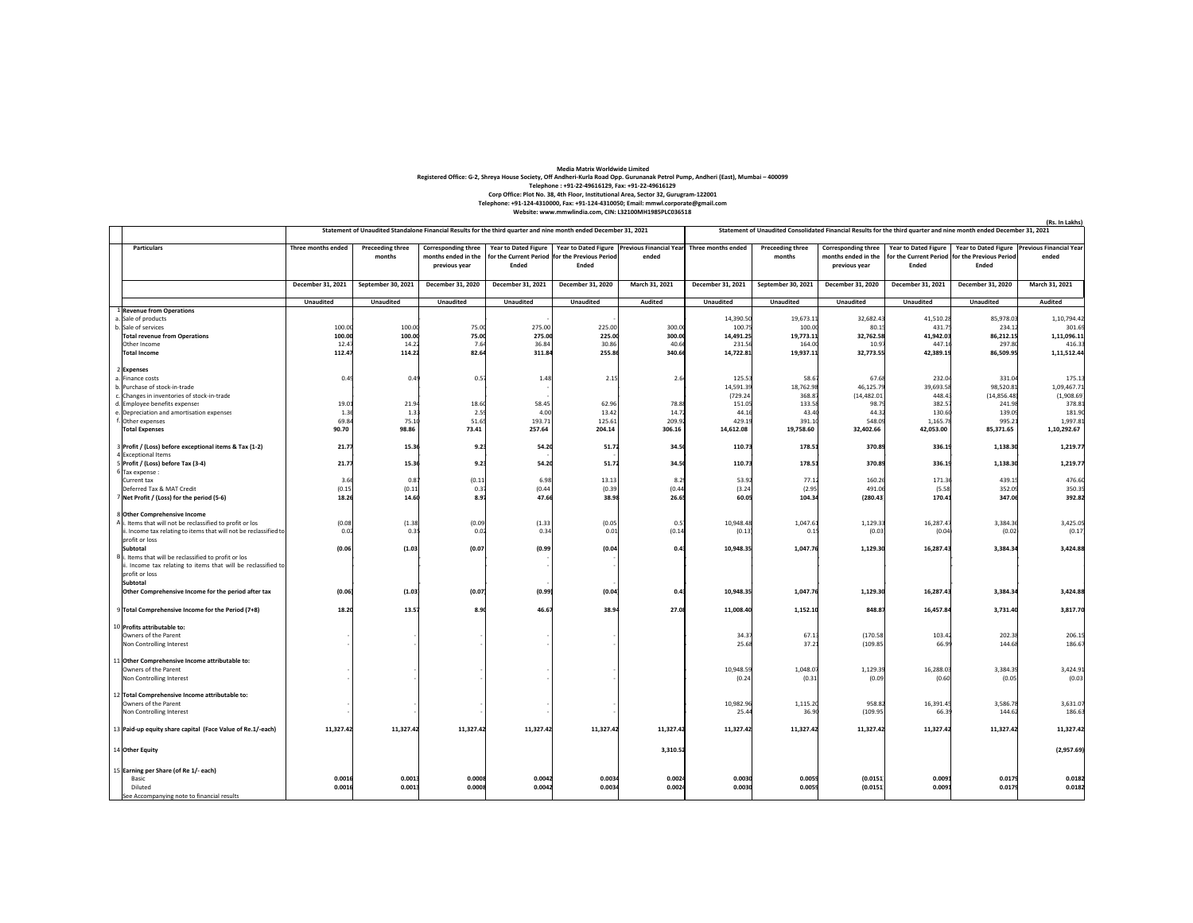**Media Matrix Worldwide Limited**

**Registered Office: G-2, Shreya House Society, Off Andheri-Kurla Road Opp. Gurunanak Petrol Pump, Andheri (East), Mumbai – 400099**

**Telephone : +91-22-49616129, Fax: +91-22-49616129**

**Corp Office: Plot No. 38, 4th Floor, Institutional Area, Sector 32, Gurugram-122001**

**Telephone: +91-124-4310000, Fax: +91-124-4310050; Email: mmwl.corporate@gmail.com**

**Website: www.mmwlindia.com, CIN: L32100MH1985PLC036518**

**(Rs. In Lakhs)**

| | Particulars | Statement of Unaudited Standalone Financial Results for the third quarter and nine month ended December 31, 2021 | | | | | | Statement of Unaudited Consolidated Financial Results for the third quarter and nine month ended December 31, 2021 | | | | | |
|---|---|---|---|---|---|---|---|---|---|---|---|---|---|
| | | Three months ended | Preceeding three months | Corresponding three months ended in the previous year | Year to Dated Figure for the Current Period Ended | Year to Dated Figure for the Previous Period Ended | Previous Financial Year ended | Three months ended | Preceeding three months | Corresponding three months ended in the previous year | Year to Dated Figure for the Current Period Ended | Year to Dated Figure for the Previous Period Ended | Previous Financial Year ended |
| | | December 31, 2021 | September 30, 2021 | December 31, 2020 | December 31, 2021 | December 31, 2020 | March 31, 2021 | December 31, 2021 | September 30, 2021 | December 31, 2020 | December 31, 2021 | December 31, 2020 | March 31, 2021 |
| | | Unaudited | Unaudited | Unaudited | Unaudited | Unaudited | Audited | Unaudited | Unaudited | Unaudited | Unaudited | Unaudited | Audited |
| 1 | **Revenue from Operations** | | | | | | | | | | | | |
| a. | Sale of products | | | | - | - | | 14,390.50 | 19,673.11 | 32,682.43 | 41,510.28 | 85,978.03 | 1,10,794.42 |
| b. | Sale of services | 100.00 | 100.00 | 75.00 | 275.00 | 225.00 | 300.00 | 100.75 | 100.00 | 80.15 | 431.75 | 234.12 | 301.69 |
| | **Total revenue from Operations** | **100.00** | **100.00** | **75.00** | **275.00** | **225.00** | **300.00** | **14,491.25** | **19,773.11** | **32,762.58** | **41,942.03** | **86,212.15** | **1,11,096.11** |
| | Other Income | 12.47 | 14.22 | 7.64 | 36.84 | 30.86 | 40.66 | 231.56 | 164.00 | 10.97 | 447.16 | 297.80 | 416.33 |
| | **Total Income** | **112.47** | **114.22** | **82.64** | **311.84** | **255.86** | **340.66** | **14,722.81** | **19,937.11** | **32,773.55** | **42,389.19** | **86,509.95** | **1,11,512.44** |
| 2 | **Expenses** | | | | | | | | | | | | |
| a. | Finance costs | 0.49 | 0.49 | 0.57 | 1.48 | 2.15 | 2.64 | 125.53 | 58.67 | 67.68 | 232.04 | 331.04 | 175.13 |
| b. | Purchase of stock-in-trade | | | | - | - | | 14,591.39 | 18,762.98 | 46,125.79 | 39,693.58 | 98,520.81 | 1,09,467.71 |
| c. | Changes in inventories of stock-in-trade | | | | - | - | | (729.24) | 368.87 | (14,482.01) | 448.43 | (14,856.48) | (1,908.69) |
| d. | Employee benefits expenses | 19.01 | 21.94 | 18.60 | 58.45 | 62.96 | 78.88 | 151.09 | 133.58 | 98.79 | 382.57 | 241.98 | 378.81 |
| e. | Depreciation and amortisation expenses | 1.36 | 1.33 | 2.59 | 4.00 | 13.42 | 14.72 | 44.16 | 43.40 | 44.32 | 130.60 | 139.09 | 181.90 |
| f. | Other expenses | 69.84 | 75.10 | 51.65 | 193.71 | 125.61 | 209.92 | 429.19 | 391.10 | 548.09 | 1,165.78 | 995.21 | 1,997.81 |
| | **Total Expenses** | **90.70** | **98.86** | **73.41** | **257.64** | **204.14** | **306.16** | **14,612.08** | **19,758.60** | **32,402.66** | **42,053.00** | **85,371.65** | **1,10,292.67** |
| 3 | **Profit / (Loss) before exceptional items & Tax (1-2)** | **21.77** | **15.36** | **9.23** | **54.20** | **51.72** | **34.50** | **110.73** | **178.51** | **370.89** | **336.19** | **1,138.30** | **1,219.77** |
| 4 | Exceptional Items | | | | - | - | | | | | | | |
| 5 | **Profit / (Loss) before Tax (3-4)** | **21.77** | **15.36** | **9.23** | **54.20** | **51.72** | **34.50** | **110.73** | **178.51** | **370.89** | **336.19** | **1,138.30** | **1,219.77** |
| 6 | Tax expense : | | | | | | | | | | | | |
| | Current tax | 3.66 | 0.87 | (0.11) | 6.98 | 13.13 | 8.29 | 53.92 | 77.12 | 160.26 | 171.36 | 439.19 | 476.60 |
| | Deferred Tax & MAT Credit | (0.15) | (0.11) | 0.37 | (0.44) | (0.39) | (0.44) | (3.24) | (2.95) | 491.06 | (5.58) | 352.05 | 350.35 |
| 7 | **Net Profit / (Loss) for the period (5-6)** | **18.26** | **14.60** | **8.97** | **47.66** | **38.98** | **26.65** | **60.05** | **104.34** | **(280.43)** | **170.41** | **347.06** | **392.82** |
| 8 | **Other Comprehensive Income** | | | | | | | | | | | | |
| A | i. Items that will not be reclassified to profit or loss | (0.08) | (1.38) | (0.09) | (1.33) | (0.05) | 0.57 | 10,948.48 | 1,047.61 | 1,129.33 | 16,287.47 | 3,384.36 | 3,425.05 |
| | ii. Income tax relating to items that will not be reclassified to profit or loss | 0.02 | 0.35 | 0.02 | 0.34 | 0.01 | (0.14) | (0.13) | 0.15 | (0.03) | (0.04) | (0.02) | (0.17) |
| | **Subtotal** | **(0.06)** | **(1.03)** | **(0.07)** | **(0.99)** | **(0.04)** | **0.43** | **10,948.35** | **1,047.76** | **1,129.30** | **16,287.43** | **3,384.34** | **3,424.88** |
| B | i. Items that will be reclassified to profit or loss | | | | - | - | | | | | | | |
| | ii. Income tax relating to items that will be reclassified to profit or loss | | | | - | - | | | | | | | |
| | **Subtotal** | | | | - | - | | | | | | | |
| | **Other Comprehensive Income for the period after tax** | **(0.06)** | **(1.03)** | **(0.07)** | **(0.99)** | **(0.04)** | **0.43** | **10,948.35** | **1,047.76** | **1,129.30** | **16,287.43** | **3,384.34** | **3,424.88** |
| 9 | **Total Comprehensive Income for the Period (7+8)** | **18.20** | **13.57** | **8.90** | **46.67** | **38.94** | **27.08** | **11,008.40** | **1,152.10** | **848.87** | **16,457.84** | **3,731.40** | **3,817.70** |
| 10 | **Profits attributable to:** | | | | | | | | | | | | |
| | Owners of the Parent | - | - | - | - | - | | 34.37 | 67.13 | (170.58) | 103.42 | 202.38 | 206.15 |
| | Non Controlling Interest | - | - | - | - | - | | 25.68 | 37.21 | (109.85) | 66.99 | 144.68 | 186.67 |
| 11 | **Other Comprehensive Income attributable to:** | | | | | | | | | | | | |
| | Owners of the Parent | - | - | - | - | - | | 10,948.59 | 1,048.07 | 1,129.39 | 16,288.03 | 3,384.39 | 3,424.91 |
| | Non Controlling Interest | - | - | - | - | - | | (0.24) | (0.31) | (0.09) | (0.60) | (0.05) | (0.03) |
| 12 | **Total Comprehensive Income attributable to:** | | | | | | | | | | | | |
| | Owners of the Parent | - | - | - | - | - | | 10,982.96 | 1,115.20 | 958.82 | 16,391.45 | 3,586.78 | 3,631.07 |
| | Non Controlling Interest | - | - | - | - | - | | 25.44 | 36.90 | (109.95) | 66.39 | 144.62 | 186.63 |
| 13 | **Paid-up equity share capital (Face Value of Re.1/-each)** | **11,327.42** | **11,327.42** | **11,327.42** | **11,327.42** | **11,327.42** | **11,327.42** | **11,327.42** | **11,327.42** | **11,327.42** | **11,327.42** | **11,327.42** | **11,327.42** |
| 14 | **Other Equity** | | | | | | **3,310.52** | | | | | | **(2,957.69)** |
| 15 | **Earning per Share (of Re 1/- each)** | | | | | | | | | | | | |
| | Basic | **0.0016** | **0.0013** | **0.0008** | **0.0042** | **0.0034** | **0.0024** | **0.0030** | **0.0059** | **(0.0151)** | **0.0091** | **0.0179** | **0.0182** |
| | Diluted | **0.0016** | **0.0013** | **0.0008** | **0.0042** | **0.0034** | **0.0024** | **0.0030** | **0.0059** | **(0.0151)** | **0.0091** | **0.0179** | **0.0182** |
| | See Accompanying note to financial results | | | | | | | | | | | | |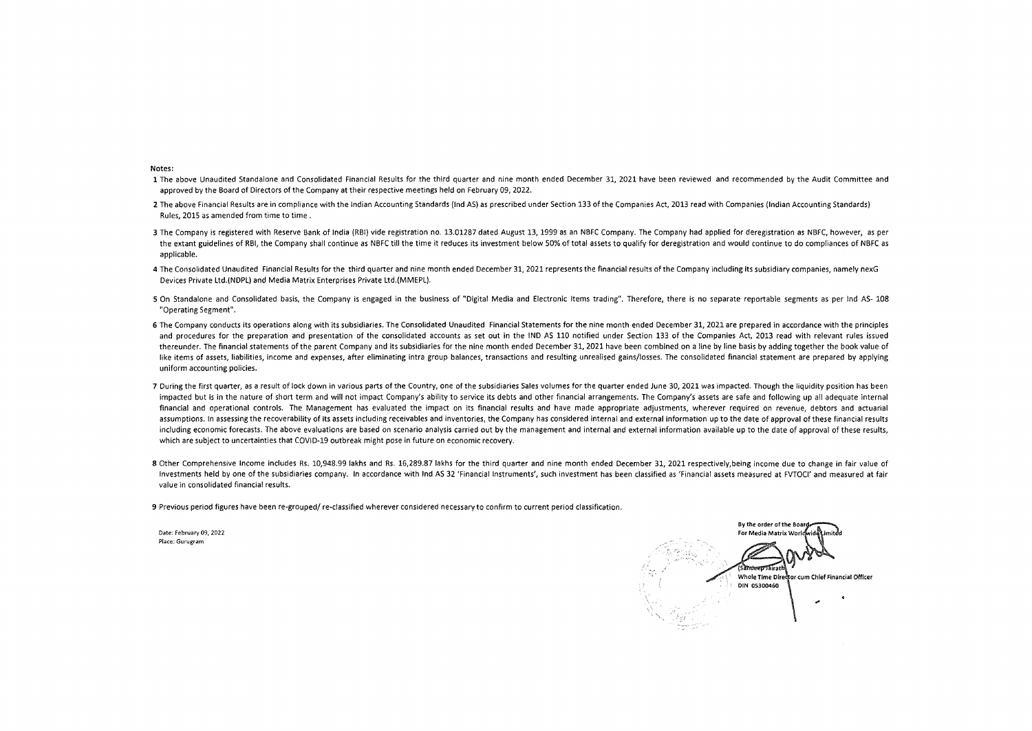**Notes:**

1 The above Unaudited Standalone and Consolidated Financial Results for the third quarter and nine month ended December 31, 2021 have been reviewed and recommended by the Audit Committee and approved by the Board of Directors of the Company at their respective meetings held on February 09, 2022.

2 The above Financial Results are in compliance with the Indian Accounting Standards (Ind AS) as prescribed under Section 133 of the Companies Act, 2013 read with Companies (Indian Accounting Standards) Rules, 2015 as amended from time to time .

3 The Company is registered with Reserve Bank of India (RBI) vide registration no. 13.01287 dated August 13, 1999 as an NBFC Company. The Company had applied for deregistration as NBFC, however, as per the extant guidelines of RBI, the Company shall continue as NBFC till the time it reduces its investment below 50% of total assets to qualify for deregistration and would continue to do compliances of NBFC as applicable.

4 The Consolidated Unaudited Financial Results for the third quarter and nine month ended December 31, 2021 represents the financial results of the Company including its subsidiary companies, namely nexG Devices Private Ltd.(NDPL) and Media Matrix Enterprises Private Ltd.(MMEPL).

5 On Standalone and Consolidated basis, the Company is engaged in the business of "Digital Media and Electronic Items trading". Therefore, there is no separate reportable segments as per Ind AS- 108 "Operating Segment".

6 The Company conducts its operations along with its subsidiaries. The Consolidated Unaudited Financial Statements for the nine month ended December 31, 2021 are prepared in accordance with the principles and procedures for the preparation and presentation of the consolidated accounts as set out in the IND AS 110 notified under Section 133 of the Companies Act, 2013 read with relevant rules issued thereunder. The financial statements of the parent Company and its subsidiaries for the nine month ended December 31, 2021 have been combined on a line by line basis by adding together the book value of like items of assets, liabilities, income and expenses, after eliminating intra group balances, transactions and resulting unrealised gains/losses. The consolidated financial statement are prepared by applying uniform accounting policies.

7 During the first quarter, as a result of lock down in various parts of the Country, one of the subsidiaries Sales volumes for the quarter ended June 30, 2021 was impacted. Though the liquidity position has been impacted but is in the nature of short term and will not impact Company's ability to service its debts and other financial arrangements. The Company's assets are safe and following up all adequate internal financial and operational controls. The Management has evaluated the impact on its financial results and have made appropriate adjustments, wherever required on revenue, debtors and actuarial assumptions. In assessing the recoverability of its assets including receivables and inventories, the Company has considered internal and external information up to the date of approval of these financial results including economic forecasts. The above evaluations are based on scenario analysis carried out by the management and internal and external information available up to the date of approval of these results, which are subject to uncertainties that COVID-19 outbreak might pose in future on economic recovery.

8 Other Comprehensive Income includes Rs. 10,948.99 lakhs and Rs. 16,289.87 lakhs for the third quarter and nine month ended December 31, 2021 respectively,being income due to change in fair value of Investments held by one of the subsidiaries company. In accordance with Ind AS 32 'Financial Instruments', such investment has been classified as 'Financial assets measured at FVTOCI' and measured at fair value in consolidated financial results.

9 Previous period figures have been re-grouped/ re-classified wherever considered necessary to confirm to current period classification.

Date: February 09, 2022
Place: Gurugram

By the order of the Board
For Media Matrix Worldwide Limited

(Sandeep Jairath)
Whole Time Director cum Chief Financial Officer
DIN 05300460